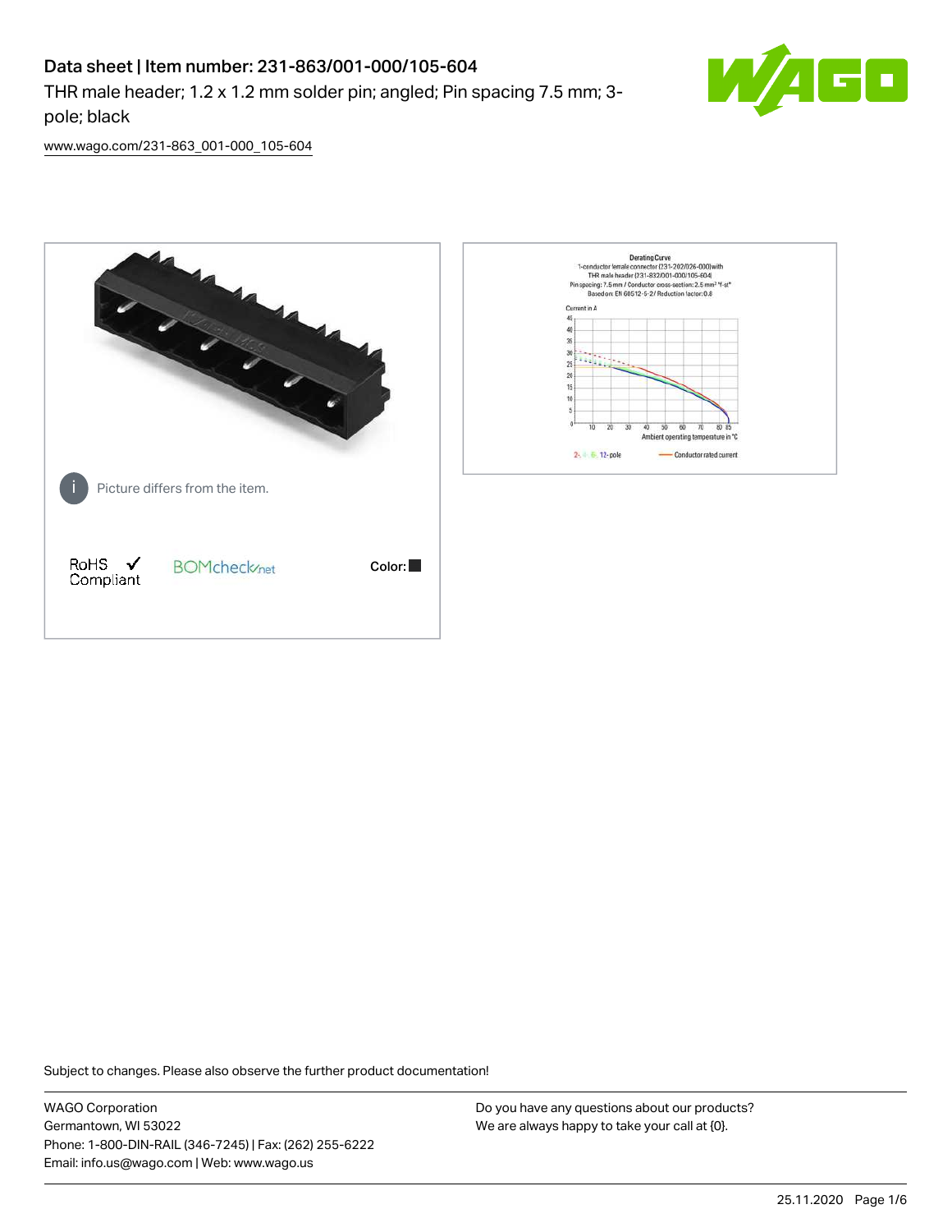# Data sheet | Item number: 231-863/001-000/105-604

THR male header; 1.2 x 1.2 mm solder pin; angled; Pin spacing 7.5 mm; 3-pole; black

www.wago.com/231-863_001-000_105-604

Picture differs from the item.

RoHS ✓ Compliant

BOMcheck.net

Color:

Derating Curve
1-conductor female connector (231-202/026-000) with
THR male header (231-832/001-000/105-604)
Pin spacing: 7.5 mm / Conductor cross-section: 2.5 mm² "f-st"
Based on: EN 60512-5-2 / Reduction factor: 0.8

Current in A

Ambient operating temperature in °C

2-, 4-, 6-, 12-pole

Conductor rated current

Subject to changes. Please also observe the further product documentation!

WAGO Corporation
Germantown, WI 53022
Phone: 1-800-DIN-RAIL (346-7245) | Fax: (262) 255-6222
Email: info.us@wago.com | Web: www.wago.us

Do you have any questions about our products?
We are always happy to take your call at {0}.

25.11.2020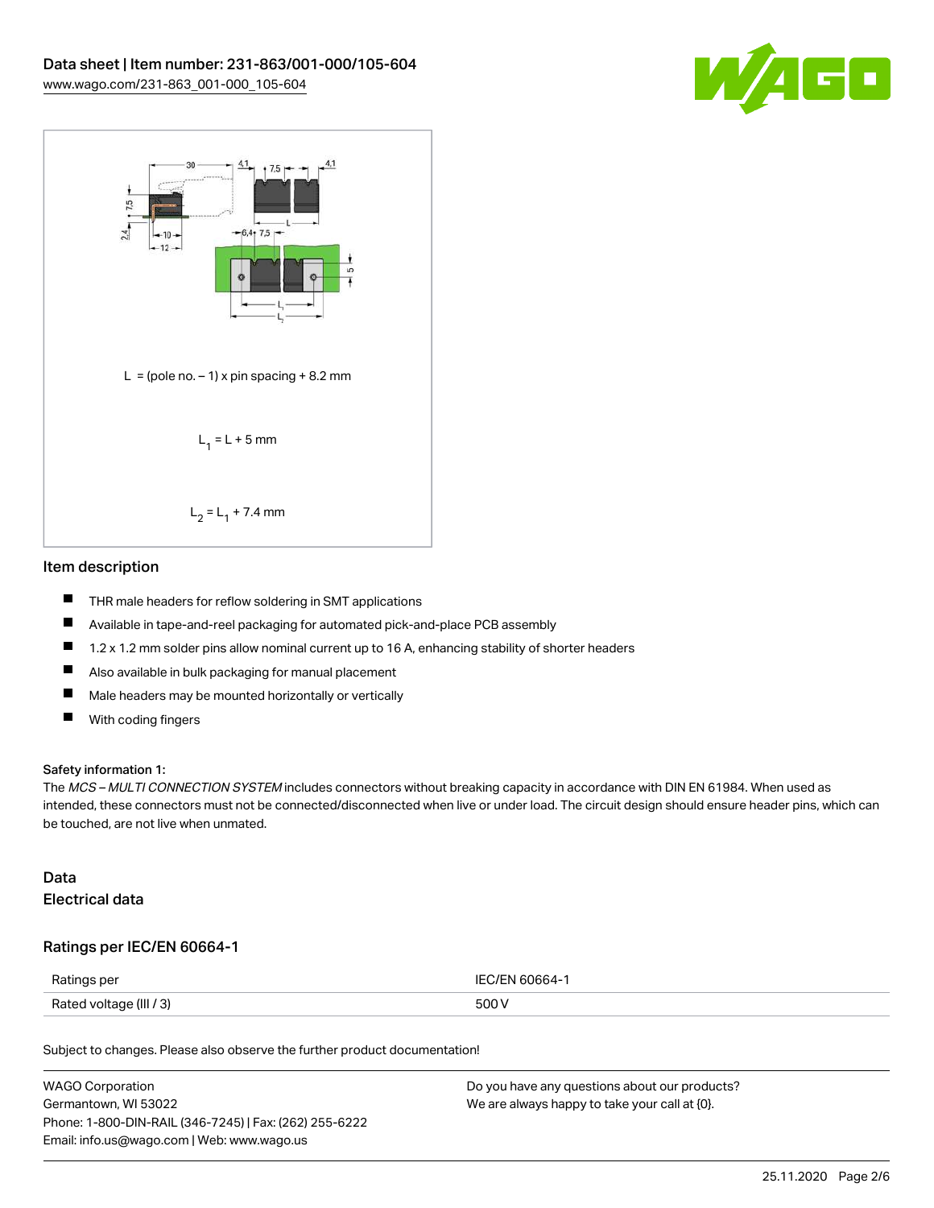L = (pole no. – 1) x pin spacing + 8.2 mm

$L_1$ = L + 5 mm

$L_2$ = $L_1$ + 7.4 mm

## Item description

- THR male headers for reflow soldering in SMT applications
- Available in tape-and-reel packaging for automated pick-and-place PCB assembly
- 1.2 x 1.2 mm solder pins allow nominal current up to 16 A, enhancing stability of shorter headers
- Also available in bulk packaging for manual placement
- Male headers may be mounted horizontally or vertically
- With coding fingers

#### Safety information 1:

The *MCS – MULTI CONNECTION SYSTEM* includes connectors without breaking capacity in accordance with DIN EN 61984. When used as intended, these connectors must not be connected/disconnected when live or under load. The circuit design should ensure header pins, which can be touched, are not live when unmated.

## Data

### Electrical data

### Ratings per IEC/EN 60664-1

| Ratings per | IEC/EN 60664-1 |
| --- | --- |
| Rated voltage (III / 3) | 500 V |

Subject to changes. Please also observe the further product documentation!

WAGO Corporation
Germantown, WI 53022
Phone: 1-800-DIN-RAIL (346-7245) | Fax: (262) 255-6222
Email: info.us@wago.com | Web: www.wago.us

Do you have any questions about our products?
We are always happy to take your call at {0}.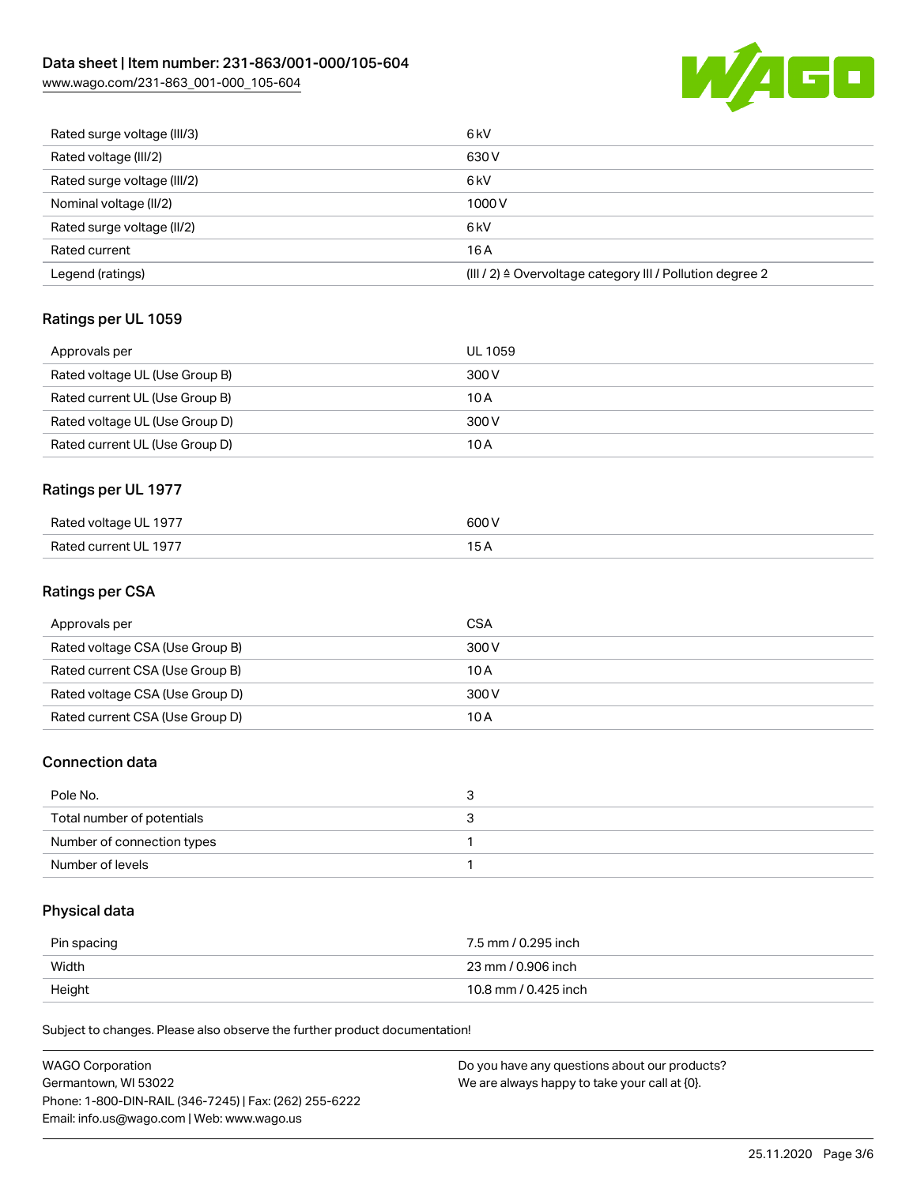| | |
|---|---|
| Rated surge voltage (III/3) | 6 kV |
| Rated voltage (III/2) | 630 V |
| Rated surge voltage (III/2) | 6 kV |
| Nominal voltage (II/2) | 1000 V |
| Rated surge voltage (II/2) | 6 kV |
| Rated current | 16 A |
| Legend (ratings) | (III / 2) ≙ Overvoltage category III / Pollution degree 2 |

## Ratings per UL 1059

| | |
|---|---|
| Approvals per | UL 1059 |
| Rated voltage UL (Use Group B) | 300 V |
| Rated current UL (Use Group B) | 10 A |
| Rated voltage UL (Use Group D) | 300 V |
| Rated current UL (Use Group D) | 10 A |

## Ratings per UL 1977

| | |
|---|---|
| Rated voltage UL 1977 | 600 V |
| Rated current UL 1977 | 15 A |

## Ratings per CSA

| | |
|---|---|
| Approvals per | CSA |
| Rated voltage CSA (Use Group B) | 300 V |
| Rated current CSA (Use Group B) | 10 A |
| Rated voltage CSA (Use Group D) | 300 V |
| Rated current CSA (Use Group D) | 10 A |

## Connection data

| | |
|---|---|
| Pole No. | 3 |
| Total number of potentials | 3 |
| Number of connection types | 1 |
| Number of levels | 1 |

## Physical data

| | |
|---|---|
| Pin spacing | 7.5 mm / 0.295 inch |
| Width | 23 mm / 0.906 inch |
| Height | 10.8 mm / 0.425 inch |

Subject to changes. Please also observe the further product documentation!

WAGO Corporation
Germantown, WI 53022
Phone: 1-800-DIN-RAIL (346-7245) | Fax: (262) 255-6222
Email: info.us@wago.com | Web: www.wago.us

Do you have any questions about our products?
We are always happy to take your call at {0}.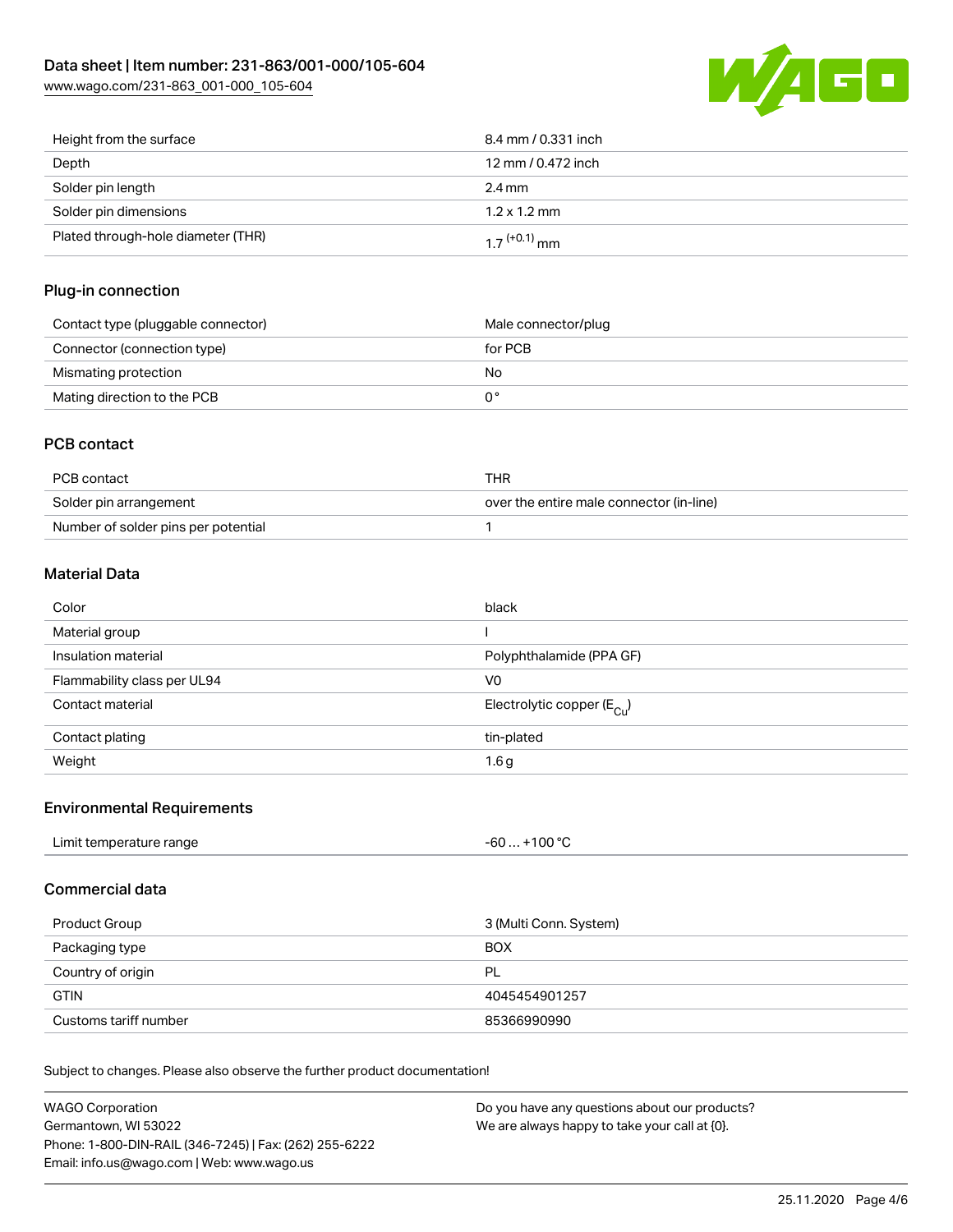| Height from the surface | 8.4 mm / 0.331 inch |
| --- | --- |
| Depth | 12 mm / 0.472 inch |
| Solder pin length | 2.4 mm |
| Solder pin dimensions | 1.2 x 1.2 mm |
| Plated through-hole diameter (THR) | $1.7^{(+0.1)}$ mm |

## Plug-in connection

| Contact type (pluggable connector) | Male connector/plug |
| --- | --- |
| Connector (connection type) | for PCB |
| Mismating protection | No |
| Mating direction to the PCB | 0 ° |

## PCB contact

| PCB contact | THR |
| --- | --- |
| Solder pin arrangement | over the entire male connector (in-line) |
| Number of solder pins per potential | 1 |

## Material Data

| Color | black |
| --- | --- |
| Material group | I |
| Insulation material | Polyphthalamide (PPA GF) |
| Flammability class per UL94 | V0 |
| Contact material | Electrolytic copper ($E_{Cu}$) |
| Contact plating | tin-plated |
| Weight | 1.6 g |

## Environmental Requirements

| Limit temperature range | -60 … +100 °C |
| --- | --- |

## Commercial data

| Product Group | 3 (Multi Conn. System) |
| --- | --- |
| Packaging type | BOX |
| Country of origin | PL |
| GTIN | 4045454901257 |
| Customs tariff number | 85366990990 |

Subject to changes. Please also observe the further product documentation!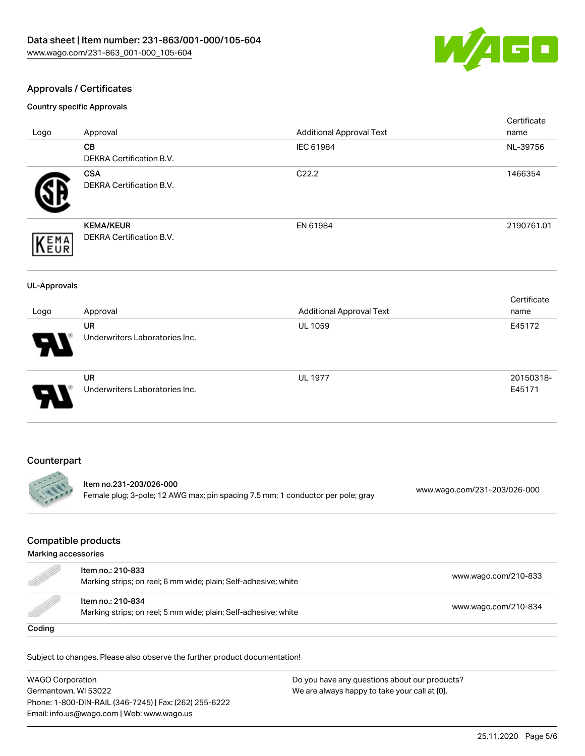## Approvals / Certificates

### Country specific Approvals

| Logo | Approval | Additional Approval Text | Certificate name |
|---|---|---|---|
| | **CB**<br>DEKRA Certification B.V. | IEC 61984 | NL-39756 |
| | **CSA**<br>DEKRA Certification B.V. | C22.2 | 1466354 |
| | **KEMA/KEUR**<br>DEKRA Certification B.V. | EN 61984 | 2190761.01 |

### UL-Approvals

| Logo | Approval | Additional Approval Text | Certificate name |
|---|---|---|---|
| | **UR**<br>Underwriters Laboratories Inc. | UL 1059 | E45172 |
| | **UR**<br>Underwriters Laboratories Inc. | UL 1977 | 20150318-E45171 |

## Counterpart

| | | |
|---|---|---|
| | **Item no.231-203/026-000**<br>Female plug; 3-pole; 12 AWG max; pin spacing 7.5 mm; 1 conductor per pole; gray | www.wago.com/231-203/026-000 |

## Compatible products

### Marking accessories

| | | |
|---|---|---|
| | Item no.: 210-833<br>Marking strips; on reel; 6 mm wide; plain; Self-adhesive; white | www.wago.com/210-833 |
| | Item no.: 210-834<br>Marking strips; on reel; 5 mm wide; plain; Self-adhesive; white | www.wago.com/210-834 |

### Coding

Subject to changes. Please also observe the further product documentation!

WAGO Corporation
Germantown, WI 53022
Phone: 1-800-DIN-RAIL (346-7245) | Fax: (262) 255-6222
Email: info.us@wago.com | Web: www.wago.us

Do you have any questions about our products?
We are always happy to take your call at {0}.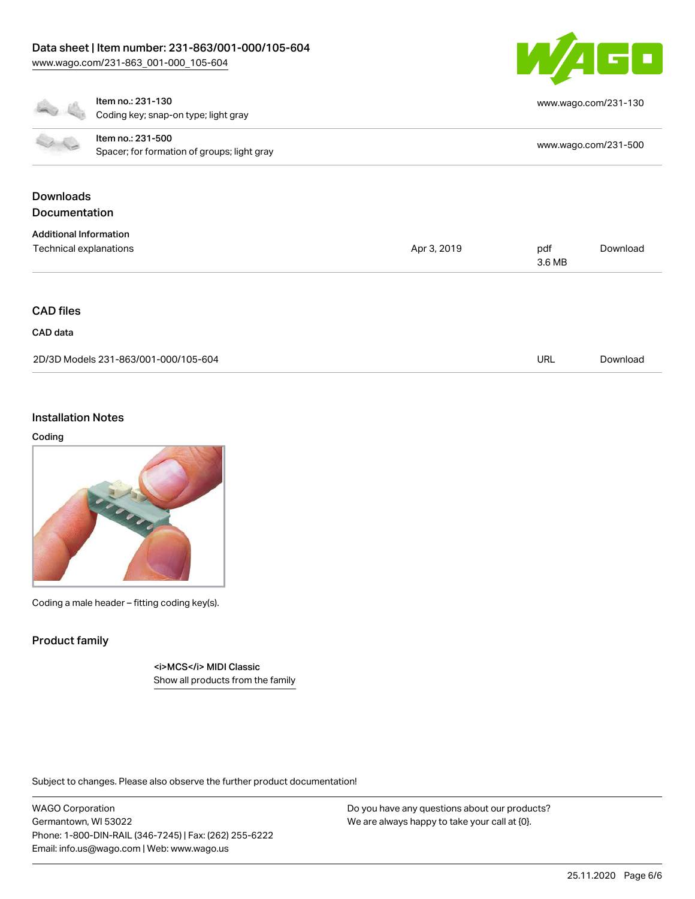| | | |
|---|---|---|
| | Item no.: 231-130<br>Coding key; snap-on type; light gray | www.wago.com/231-130 |
| | Item no.: 231-500<br>Spacer; for formation of groups; light gray | www.wago.com/231-500 |

## Downloads

## Documentation

### Additional Information

| | | | |
|---|---|---|---|
| Technical explanations | Apr 3, 2019 | pdf<br>3.6 MB | Download |

## CAD files

### CAD data

| | | |
|---|---|---|
| 2D/3D Models 231-863/001-000/105-604 | URL | Download |

## Installation Notes

### Coding

Coding a male header – fitting coding key(s).

## Product family

<i>MCS</i> MIDI Classic
Show all products from the family

Subject to changes. Please also observe the further product documentation!

WAGO Corporation
Germantown, WI 53022
Phone: 1-800-DIN-RAIL (346-7245) | Fax: (262) 255-6222
Email: info.us@wago.com | Web: www.wago.us

Do you have any questions about our products?
We are always happy to take your call at {0}.